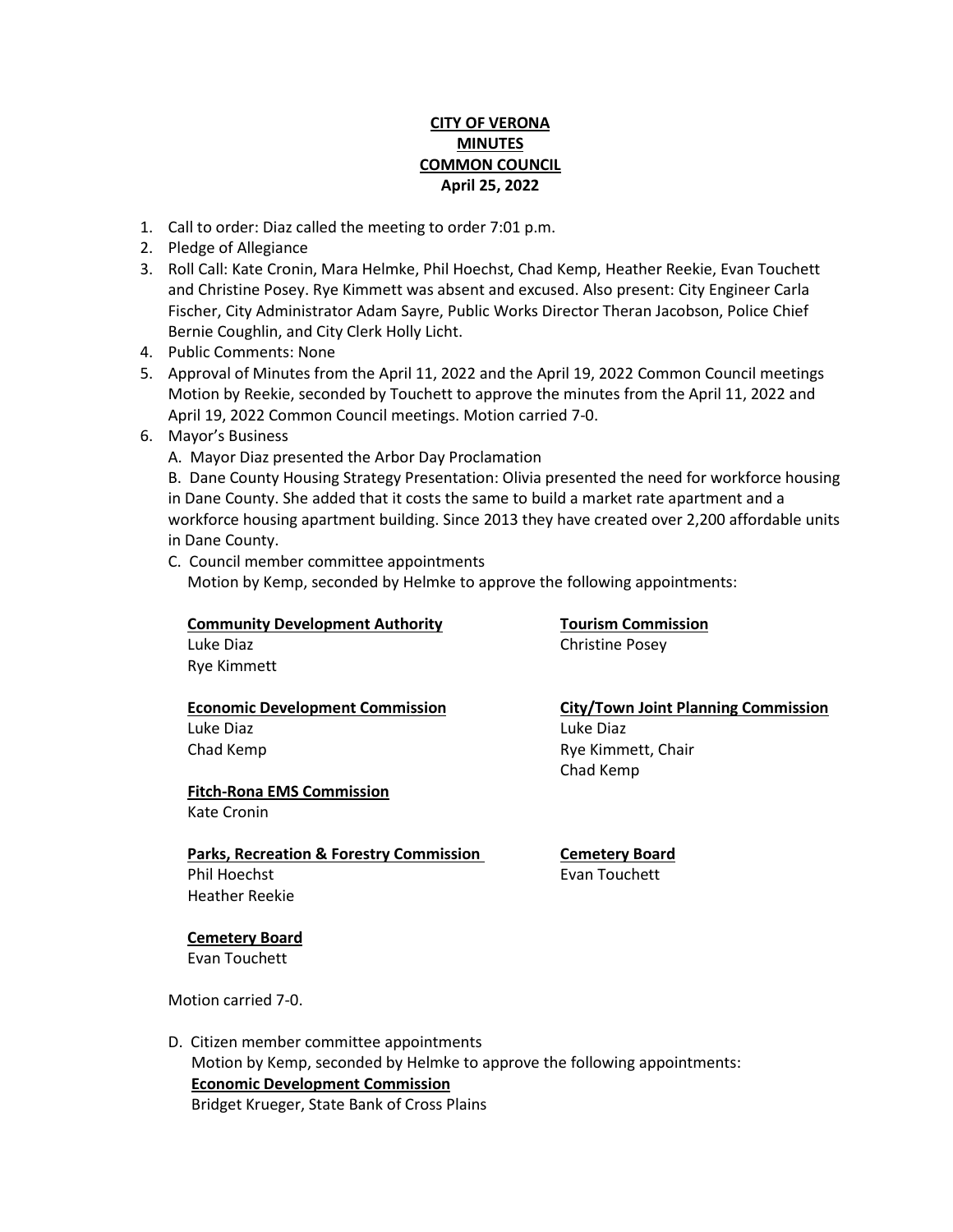**CITY OF VERONA**
**MINUTES**
**COMMON COUNCIL**
**April 25, 2022**

1. Call to order: Diaz called the meeting to order 7:01 p.m.
2. Pledge of Allegiance
3. Roll Call: Kate Cronin, Mara Helmke, Phil Hoechst, Chad Kemp, Heather Reekie, Evan Touchett and Christine Posey. Rye Kimmett was absent and excused. Also present: City Engineer Carla Fischer, City Administrator Adam Sayre, Public Works Director Theran Jacobson, Police Chief Bernie Coughlin, and City Clerk Holly Licht.
4. Public Comments: None
5. Approval of Minutes from the April 11, 2022 and the April 19, 2022 Common Council meetings
   Motion by Reekie, seconded by Touchett to approve the minutes from the April 11, 2022 and April 19, 2022 Common Council meetings. Motion carried 7-0.
6. Mayor's Business
   A. Mayor Diaz presented the Arbor Day Proclamation
   B. Dane County Housing Strategy Presentation: Olivia presented the need for workforce housing in Dane County. She added that it costs the same to build a market rate apartment and a workforce housing apartment building. Since 2013 they have created over 2,200 affordable units in Dane County.
   C. Council member committee appointments
   Motion by Kemp, seconded by Helmke to approve the following appointments:

   **Community Development Authority**
   Luke Diaz
   Rye Kimmett

   **Tourism Commission**
   Christine Posey

   **Economic Development Commission**
   Luke Diaz
   Chad Kemp

   **City/Town Joint Planning Commission**
   Luke Diaz
   Rye Kimmett, Chair
   Chad Kemp

   **Fitch-Rona EMS Commission**
   Kate Cronin

   **Parks, Recreation & Forestry Commission**
   Phil Hoechst
   Heather Reekie

   **Cemetery Board**
   Evan Touchett

   **Cemetery Board**
   Evan Touchett

   Motion carried 7-0.

   D. Citizen member committee appointments
   Motion by Kemp, seconded by Helmke to approve the following appointments:
   **Economic Development Commission**
   Bridget Krueger, State Bank of Cross Plains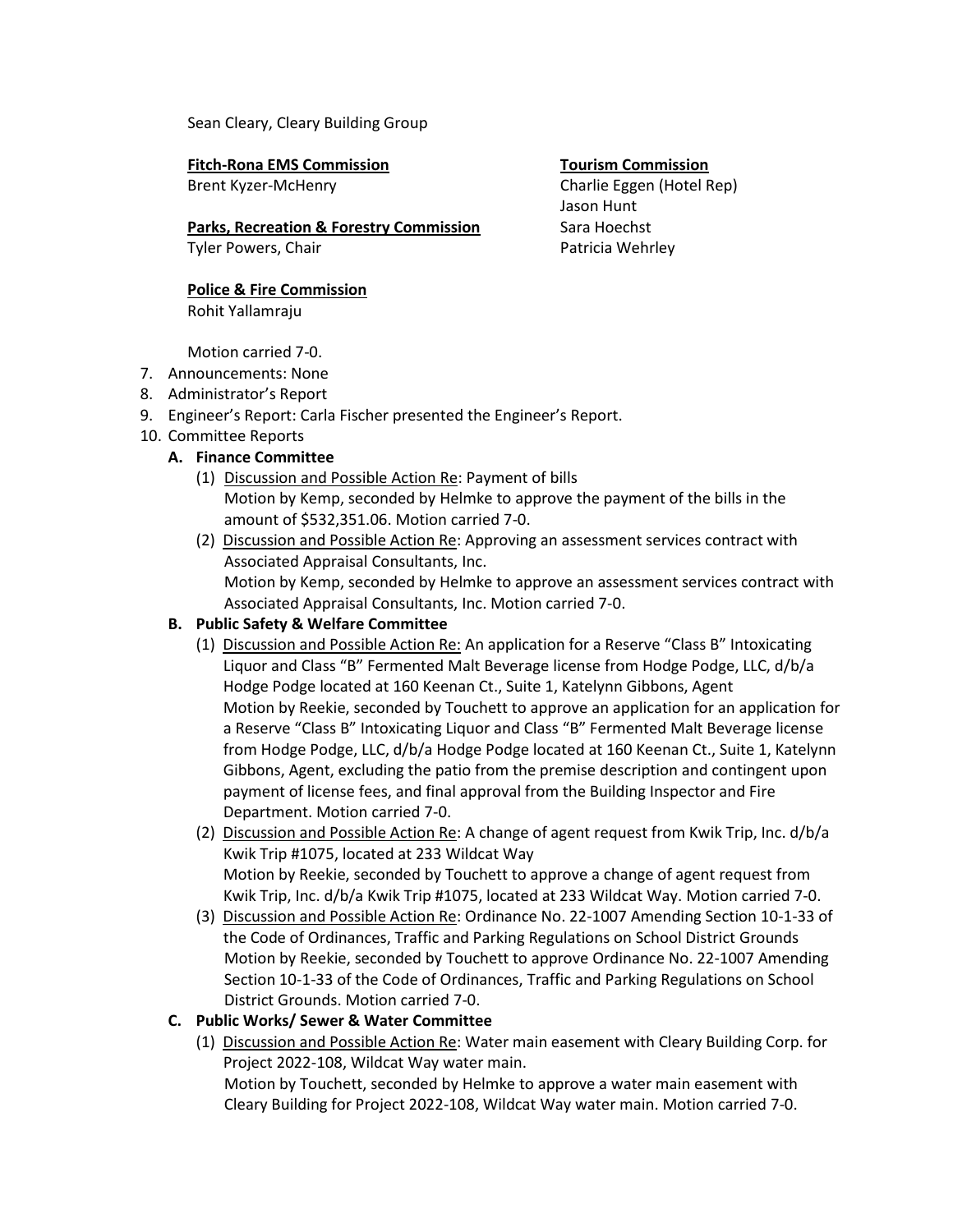Sean Cleary, Cleary Building Group

**Fitch-Rona EMS Commission**
Brent Kyzer-McHenry

**Parks, Recreation & Forestry Commission**
Tyler Powers, Chair

**Police & Fire Commission**
Rohit Yallamraju

**Tourism Commission**
Charlie Eggen (Hotel Rep)
Jason Hunt
Sara Hoechst
Patricia Wehrley

Motion carried 7-0.

7. Announcements: None
8. Administrator's Report
9. Engineer's Report: Carla Fischer presented the Engineer's Report.
10. Committee Reports
    **A. Finance Committee**
    (1) Discussion and Possible Action Re: Payment of bills
    Motion by Kemp, seconded by Helmke to approve the payment of the bills in the amount of $532,351.06. Motion carried 7-0.
    (2) Discussion and Possible Action Re: Approving an assessment services contract with Associated Appraisal Consultants, Inc.
    Motion by Kemp, seconded by Helmke to approve an assessment services contract with Associated Appraisal Consultants, Inc. Motion carried 7-0.

    **B. Public Safety & Welfare Committee**
    (1) Discussion and Possible Action Re: An application for a Reserve "Class B" Intoxicating Liquor and Class "B" Fermented Malt Beverage license from Hodge Podge, LLC, d/b/a Hodge Podge located at 160 Keenan Ct., Suite 1, Katelynn Gibbons, Agent
    Motion by Reekie, seconded by Touchett to approve an application for an application for a Reserve "Class B" Intoxicating Liquor and Class "B" Fermented Malt Beverage license from Hodge Podge, LLC, d/b/a Hodge Podge located at 160 Keenan Ct., Suite 1, Katelynn Gibbons, Agent, excluding the patio from the premise description and contingent upon payment of license fees, and final approval from the Building Inspector and Fire Department. Motion carried 7-0.
    (2) Discussion and Possible Action Re: A change of agent request from Kwik Trip, Inc. d/b/a Kwik Trip #1075, located at 233 Wildcat Way
    Motion by Reekie, seconded by Touchett to approve a change of agent request from Kwik Trip, Inc. d/b/a Kwik Trip #1075, located at 233 Wildcat Way. Motion carried 7-0.
    (3) Discussion and Possible Action Re: Ordinance No. 22-1007 Amending Section 10-1-33 of the Code of Ordinances, Traffic and Parking Regulations on School District Grounds
    Motion by Reekie, seconded by Touchett to approve Ordinance No. 22-1007 Amending Section 10-1-33 of the Code of Ordinances, Traffic and Parking Regulations on School District Grounds. Motion carried 7-0.

    **C. Public Works/ Sewer & Water Committee**
    (1) Discussion and Possible Action Re: Water main easement with Cleary Building Corp. for Project 2022-108, Wildcat Way water main.
    Motion by Touchett, seconded by Helmke to approve a water main easement with Cleary Building for Project 2022-108, Wildcat Way water main. Motion carried 7-0.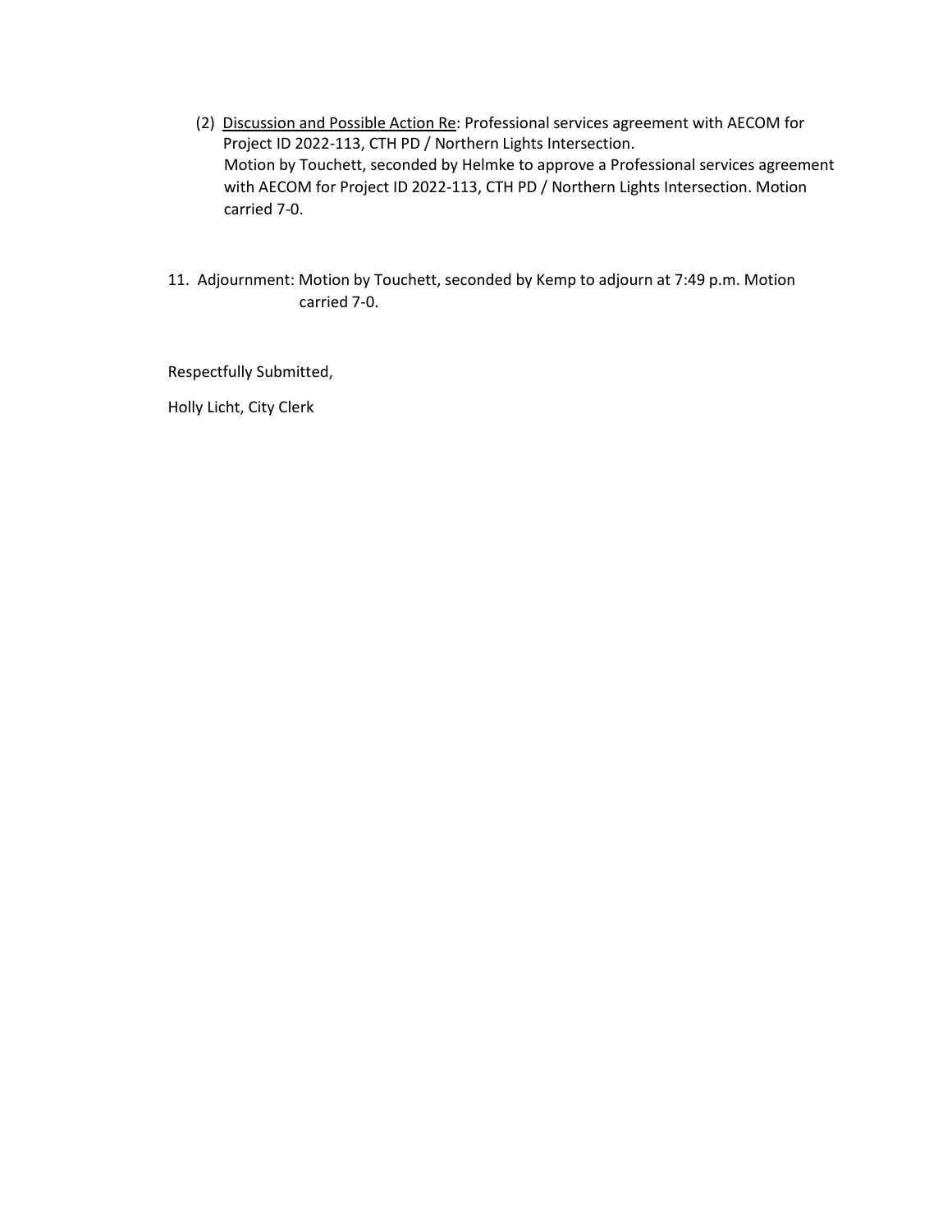(2) <u>Discussion and Possible Action Re</u>: Professional services agreement with AECOM for Project ID 2022-113, CTH PD / Northern Lights Intersection.
Motion by Touchett, seconded by Helmke to approve a Professional services agreement with AECOM for Project ID 2022-113, CTH PD / Northern Lights Intersection. Motion carried 7-0.

11. Adjournment: Motion by Touchett, seconded by Kemp to adjourn at 7:49 p.m. Motion carried 7-0.

Respectfully Submitted,

Holly Licht, City Clerk